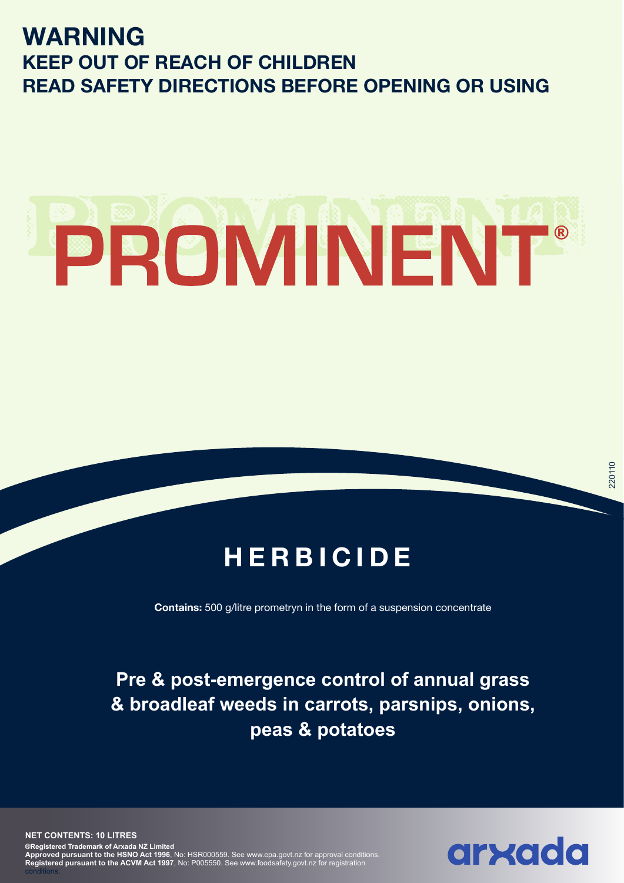# WARNING

## KEEP OUT OF REACH OF CHILDREN

## READ SAFETY DIRECTIONS BEFORE OPENING OR USING

# PROMINENT®

## HERBICIDE

**Contains:** 500 g/litre prometryn in the form of a suspension concentrate

**Pre & post-emergence control of annual grass & broadleaf weeds in carrots, parsnips, onions, peas & potatoes**

220110

**NET CONTENTS: 10 LITRES**

**®Registered Trademark of Arxada NZ Limited**
**Approved pursuant to the HSNO Act 1996**, No: HSR000559. See www.epa.govt.nz for approval conditions.
**Registered pursuant to the ACVM Act 1997**, No: P005550. See www.foodsafety.govt.nz for registration conditions.

arxada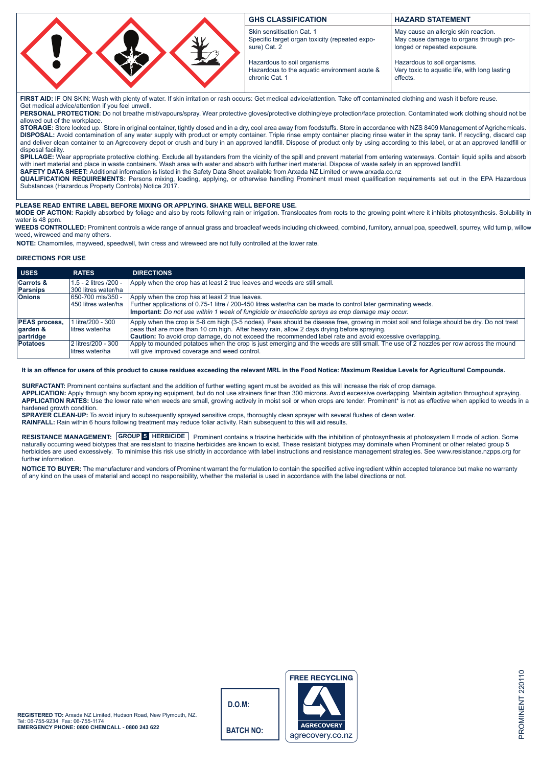| GHS CLASSIFICATION | HAZARD STATEMENT |
|---|---|
| Skin sensitisation Cat. 1<br>Specific target organ toxicity (repeated exposure) Cat. 2 | May cause an allergic skin reaction.<br>May cause damage to organs through prolonged or repeated exposure. |
| Hazardous to soil organisms<br>Hazardous to the aquatic environment acute & chronic Cat. 1 | Hazardous to soil organisms.<br>Very toxic to aquatic life, with long lasting effects. |

**FIRST AID:** IF ON SKIN: Wash with plenty of water. If skin irritation or rash occurs: Get medical advice/attention. Take off contaminated clothing and wash it before reuse. Get medical advice/attention if you feel unwell.

**PERSONAL PROTECTION:** Do not breathe mist/vapours/spray. Wear protective gloves/protective clothing/eye protection/face protection. Contaminated work clothing should not be allowed out of the workplace.

**STORAGE:** Store locked up. Store in original container, tightly closed and in a dry, cool area away from foodstuffs. Store in accordance with NZS 8409 Management of Agrichemicals.

**DISPOSAL:** Avoid contamination of any water supply with product or empty container. Triple rinse empty container placing rinse water in the spray tank. If recycling, discard cap and deliver clean container to an Agrecovery depot or crush and bury in an approved landfill. Dispose of product only by using according to this label, or at an approved landfill or disposal facility.

**SPILLAGE:** Wear appropriate protective clothing. Exclude all bystanders from the vicinity of the spill and prevent material from entering waterways. Contain liquid spills and absorb with inert material and place in waste containers. Wash area with water and absorb with further inert material. Dispose of waste safely in an approved landfill.

**SAFETY DATA SHEET:** Additional information is listed in the Safety Data Sheet available from Arxada NZ Limited or www.arxada.co.nz

**QUALIFICATION REQUIREMENTS:** Persons mixing, loading, applying, or otherwise handling Prominent must meet qualification requirements set out in the EPA Hazardous Substances (Hazardous Property Controls) Notice 2017.

**PLEASE READ ENTIRE LABEL BEFORE MIXING OR APPLYING. SHAKE WELL BEFORE USE.**

**MODE OF ACTION:** Rapidly absorbed by foliage and also by roots following rain or irrigation. Translocates from roots to the growing point where it inhibits photosynthesis. Solubility in water is 48 ppm.

**WEEDS CONTROLLED:** Prominent controls a wide range of annual grass and broadleaf weeds including chickweed, cornbind, fumitory, annual poa, speedwell, spurrey, wild turnip, willow weed, wireweed and many others.

**NOTE:** Chamomiles, mayweed, speedwell, twin cress and wireweed are not fully controlled at the lower rate.

## DIRECTIONS FOR USE

| USES | RATES | DIRECTIONS |
|---|---|---|
| **Carrots & Parsnips** | 1.5 - 2 litres /200 - 300 litres water/ha | Apply when the crop has at least 2 true leaves and weeds are still small. |
| **Onions** | 650-700 mls/350 - 450 litres water/ha | Apply when the crop has at least 2 true leaves.<br>Further applications of 0.75-1 litre / 200-450 litres water/ha can be made to control later germinating weeds.<br>**Important:** *Do not use within 1 week of fungicide or insecticide sprays as crop damage may occur.* |
| **PEAS process, garden & partridge** | 1 litre/200 - 300 litres water/ha | Apply when the crop is 5-8 cm high (3-5 nodes). Peas should be disease free, growing in moist soil and foliage should be dry. Do not treat peas that are more than 10 cm high. After heavy rain, allow 2 days drying before spraying.<br>**Caution:** To avoid crop damage, do not exceed the recommended label rate and avoid excessive overlapping. |
| **Potatoes** | 2 litres/200 - 300 litres water/ha | Apply to mounded potatoes when the crop is just emerging and the weeds are still small. The use of 2 nozzles per row across the mound will give improved coverage and weed control. |

**It is an offence for users of this product to cause residues exceeding the relevant MRL in the Food Notice: Maximum Residue Levels for Agricultural Compounds.**

**SURFACTANT:** Prominent contains surfactant and the addition of further wetting agent must be avoided as this will increase the risk of crop damage.

**APPLICATION:** Apply through any boom spraying equipment, but do not use strainers finer than 300 microns. Avoid excessive overlapping. Maintain agitation throughout spraying.

**APPLICATION RATES:** Use the lower rate when weeds are small, growing actively in moist soil or when crops are tender. Prominent* is not as effective when applied to weeds in a hardened growth condition.

**SPRAYER CLEAN-UP:** To avoid injury to subsequently sprayed sensitive crops, thoroughly clean sprayer with several flushes of clean water.

**RAINFALL:** Rain within 6 hours following treatment may reduce foliar activity. Rain subsequent to this will aid results.

**RESISTANCE MANAGEMENT:** **GROUP 5 HERBICIDE** Prominent contains a triazine herbicide with the inhibition of photosynthesis at photosystem II mode of action. Some naturally occurring weed biotypes that are resistant to triazine herbicides are known to exist. These resistant biotypes may dominate when Prominent or other related group 5 herbicides are used excessively. To minimise this risk use strictly in accordance with label instructions and resistance management strategies. See www.resistance.nzpps.org for further information.

**NOTICE TO BUYER:** The manufacturer and vendors of Prominent warrant the formulation to contain the specified active ingredient within accepted tolerance but make no warranty of any kind on the uses of material and accept no responsibility, whether the material is used in accordance with the label directions or not.

**REGISTERED TO:** Arxada NZ Limited, Hudson Road, New Plymouth, NZ.
Tel: 06-755-9234 Fax: 06-755-1174
**EMERGENCY PHONE: 0800 CHEMCALL - 0800 243 622**

**D.O.M:**

**BATCH NO:**

**FREE RECYCLING**
AGRECOVERY
agrecovery.co.nz

PROMINENT 220110